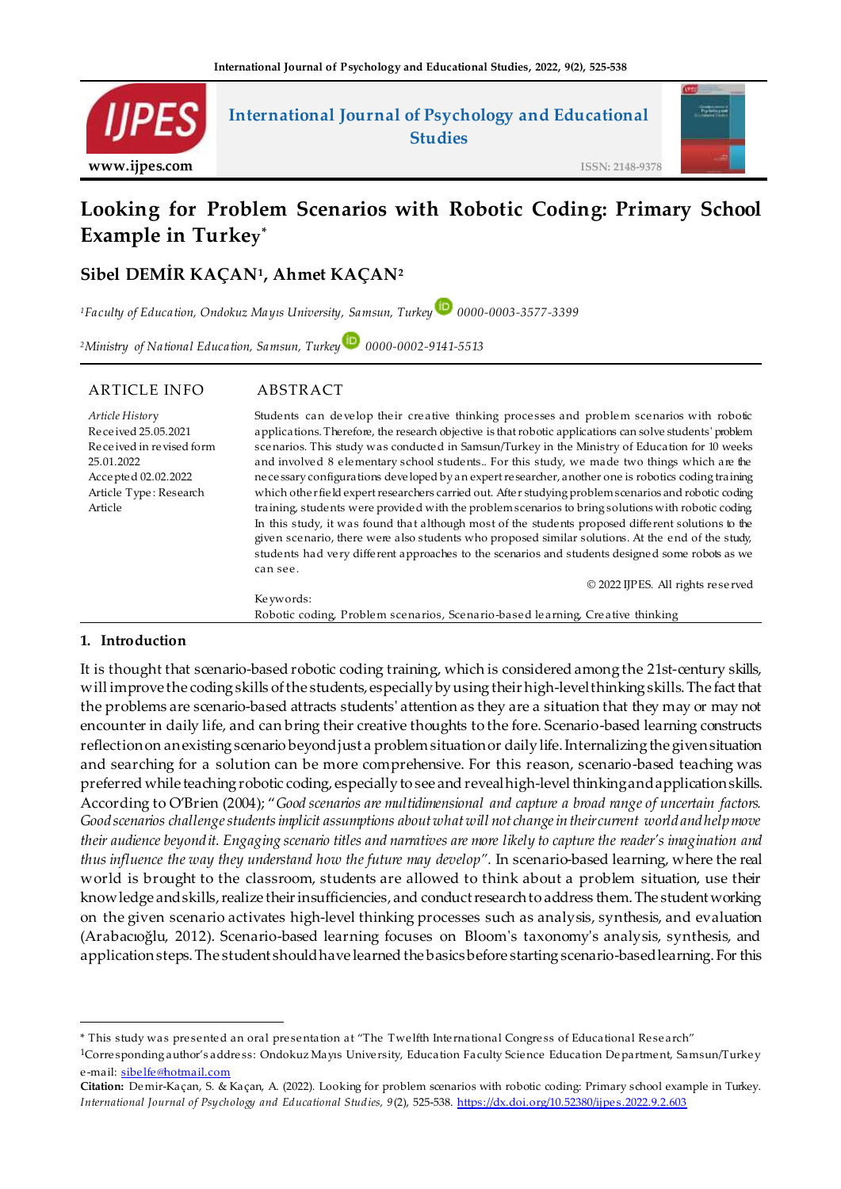# Looking for Problem Scenarios with Robotic Coding: Primary School Example in Turkey*

**Sibel DEMİR KAÇAN[1], Ahmet KAÇAN[2]**

[1]*Faculty of Education, Ondokuz Mayıs University, Samsun, Turkey* 0000-0003-3577-3399

[2]*Ministry of National Education, Samsun, Turkey* 0000-0002-9141-5513

## ARTICLE INFO

*Article History*
Received 25.05.2021
Received in revised form 25.01.2022
Accepted 02.02.2022
Article Type: Research Article

## ABSTRACT

Students can develop their creative thinking processes and problem scenarios with robotic applications. Therefore, the research objective is that robotic applications can solve students' problem scenarios. This study was conducted in Samsun/Turkey in the Ministry of Education for 10 weeks and involved 8 elementary school students.. For this study, we made two things which are the necessary configurations developed by an expert researcher, another one is robotics coding training which other field expert researchers carried out. After studying problem scenarios and robotic coding training, students were provided with the problem scenarios to bring solutions with robotic coding. In this study, it was found that although most of the students proposed different solutions to the given scenario, there were also students who proposed similar solutions. At the end of the study, students had very different approaches to the scenarios and students designed some robots as we can see.

© 2022 IJPES. All rights reserved

Keywords:
Robotic coding, Problem scenarios, Scenario-based learning, Creative thinking

## 1. Introduction

It is thought that scenario-based robotic coding training, which is considered among the 21st-century skills, will improve the coding skills of the students, especially by using their high-level thinking skills. The fact that the problems are scenario-based attracts students' attention as they are a situation that they may or may not encounter in daily life, and can bring their creative thoughts to the fore. Scenario-based learning constructs reflection on an existing scenario beyond just a problem situation or daily life. Internalizing the given situation and searching for a solution can be more comprehensive. For this reason, scenario-based teaching was preferred while teaching robotic coding, especially to see and reveal high-level thinking and application skills. According to O'Brien (2004); "*Good scenarios are multidimensional and capture a broad range of uncertain factors. Good scenarios challenge students implicit assumptions about what will not change in their current world and help move their audience beyond it. Engaging scenario titles and narratives are more likely to capture the reader's imagination and thus influence the way they understand how the future may develop*". In scenario-based learning, where the real world is brought to the classroom, students are allowed to think about a problem situation, use their knowledge and skills, realize their insufficiencies, and conduct research to address them. The student working on the given scenario activates high-level thinking processes such as analysis, synthesis, and evaluation (Arabacıoğlu, 2012). Scenario-based learning focuses on Bloom's taxonomy's analysis, synthesis, and application steps. The student should have learned the basics before starting scenario-based learning. For this

---

* This study was presented an oral presentation at "The Twelfth International Congress of Educational Research"

[1]Corresponding author's address: Ondokuz Mayıs University, Education Faculty Science Education Department, Samsun/Turkey
e-mail: sibelfe@hotmail.com

**Citation:** Demir-Kaçan, S. & Kaçan, A. (2022). Looking for problem scenarios with robotic coding: Primary school example in Turkey. *International Journal of Psychology and Educational Studies, 9*(2), 525-538. https://dx.doi.org/10.52380/ijpes.2022.9.2.603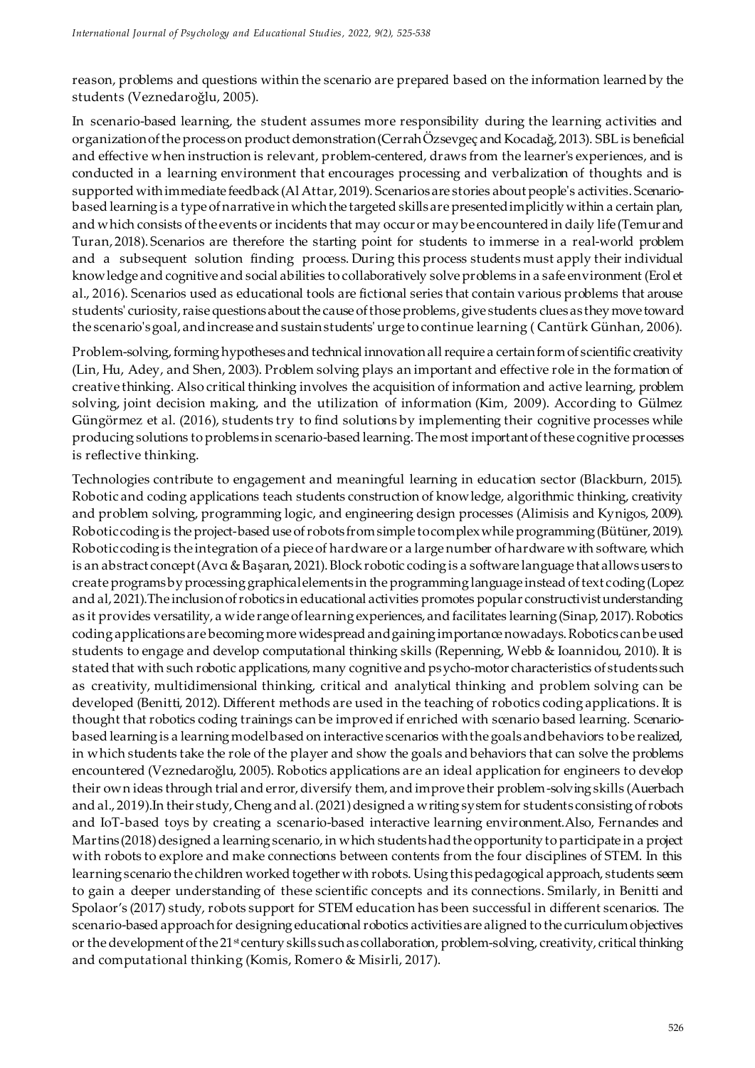reason, problems and questions within the scenario are prepared based on the information learned by the students (Veznedaroğlu, 2005).

In scenario-based learning, the student assumes more responsibility during the learning activities and organization of the process on product demonstration (Cerrah Özsevgeç and Kocadağ, 2013). SBL is beneficial and effective when instruction is relevant, problem-centered, draws from the learner's experiences, and is conducted in a learning environment that encourages processing and verbalization of thoughts and is supported with immediate feedback (Al Attar, 2019). Scenarios are stories about people's activities. Scenario-based learning is a type of narrative in which the targeted skills are presented implicitly within a certain plan, and which consists of the events or incidents that may occur or may be encountered in daily life (Temur and Turan, 2018). Scenarios are therefore the starting point for students to immerse in a real-world problem and a subsequent solution finding process. During this process students must apply their individual knowledge and cognitive and social abilities to collaboratively solve problems in a safe environment (Erol et al., 2016). Scenarios used as educational tools are fictional series that contain various problems that arouse students' curiosity, raise questions about the cause of those problems, give students clues as they move toward the scenario's goal, and increase and sustain students' urge to continue learning ( Cantürk Günhan, 2006).

Problem-solving, forming hypotheses and technical innovation all require a certain form of scientific creativity (Lin, Hu, Adey, and Shen, 2003). Problem solving plays an important and effective role in the formation of creative thinking. Also critical thinking involves the acquisition of information and active learning, problem solving, joint decision making, and the utilization of information (Kim, 2009). According to Gülmez Güngörmez et al. (2016), students try to find solutions by implementing their cognitive processes while producing solutions to problems in scenario-based learning. The most important of these cognitive processes is reflective thinking.

Technologies contribute to engagement and meaningful learning in education sector (Blackburn, 2015). Robotic and coding applications teach students construction of knowledge, algorithmic thinking, creativity and problem solving, programming logic, and engineering design processes (Alimisis and Kynigos, 2009). Robotic coding is the project-based use of robots from simple to complex while programming (Bütüner, 2019). Robotic coding is the integration of a piece of hardware or a large number of hardware with software, which is an abstract concept (Avcı & Başaran, 2021). Block robotic coding is a software language that allows users to create programs by processing graphical elements in the programming language instead of text coding (Lopez and al, 2021).The inclusion of robotics in educational activities promotes popular constructivist understanding as it provides versatility, a wide range of learning experiences, and facilitates learning (Sinap, 2017). Robotics coding applications are becoming more widespread and gaining importance nowadays. Robotics can be used students to engage and develop computational thinking skills (Repenning, Webb & Ioannidou, 2010). It is stated that with such robotic applications, many cognitive and psycho-motor characteristics of students such as creativity, multidimensional thinking, critical and analytical thinking and problem solving can be developed (Benitti, 2012). Different methods are used in the teaching of robotics coding applications. It is thought that robotics coding trainings can be improved if enriched with scenario based learning. Scenario-based learning is a learning model based on interactive scenarios with the goals and behaviors to be realized, in which students take the role of the player and show the goals and behaviors that can solve the problems encountered (Veznedaroğlu, 2005). Robotics applications are an ideal application for engineers to develop their own ideas through trial and error, diversify them, and improve their problem-solving skills (Auerbach and al., 2019).In their study, Cheng and al. (2021) designed a writing system for students consisting of robots and IoT-based toys by creating a scenario-based interactive learning environment.Also, Fernandes and Martins (2018) designed a learning scenario, in which students had the opportunity to participate in a project with robots to explore and make connections between contents from the four disciplines of STEM. In this learning scenario the children worked together with robots. Using this pedagogical approach, students seem to gain a deeper understanding of these scientific concepts and its connections. Smilarly, in Benitti and Spolaor's (2017) study, robots support for STEM education has been successful in different scenarios. The scenario-based approach for designing educational robotics activities are aligned to the curriculum objectives or the development of the 21st century skills such as collaboration, problem-solving, creativity, critical thinking and computational thinking (Komis, Romero & Misirli, 2017).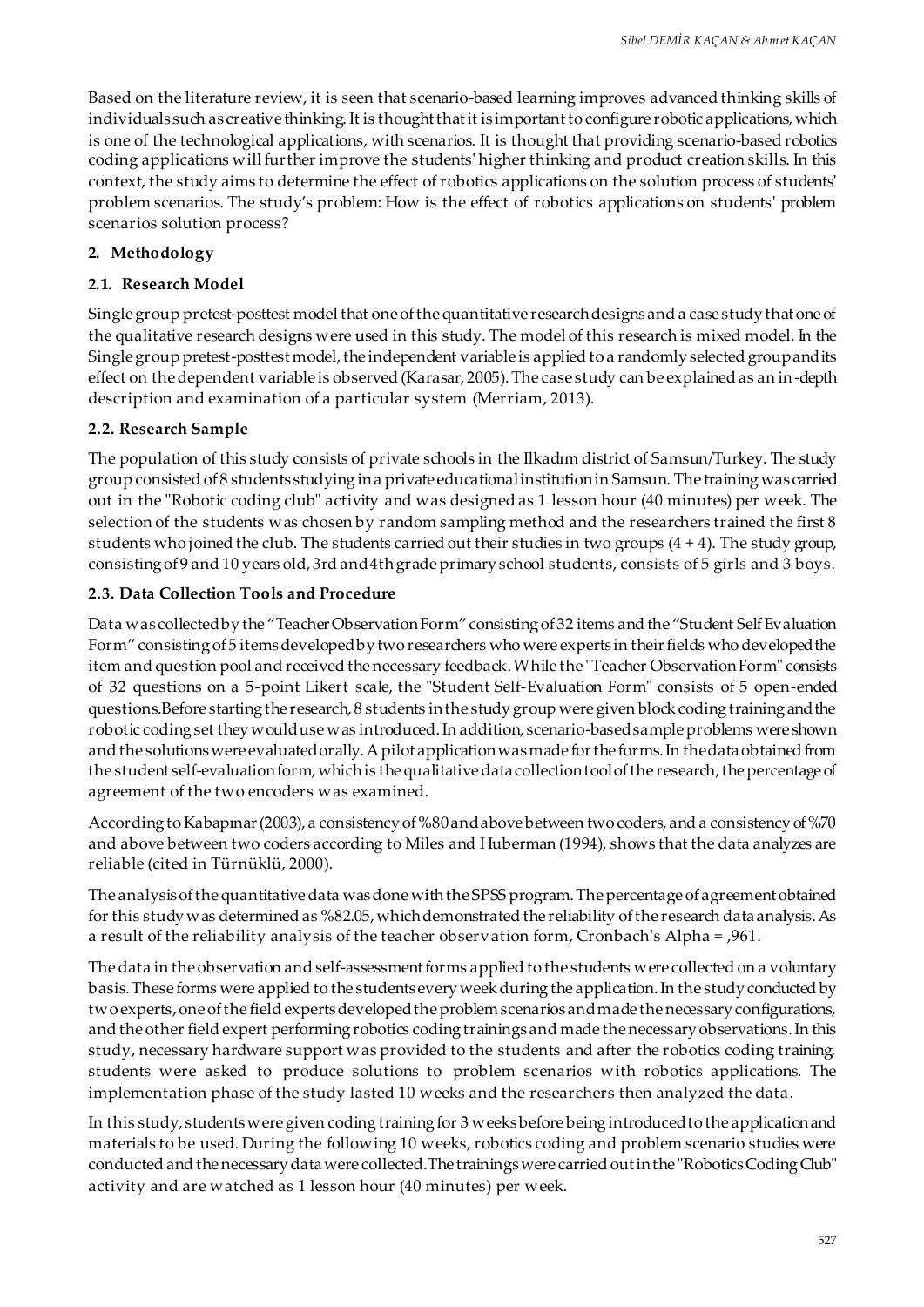Based on the literature review, it is seen that scenario-based learning improves advanced thinking skills of individuals such as creative thinking. It is thought that it is important to configure robotic applications, which is one of the technological applications, with scenarios. It is thought that providing scenario-based robotics coding applications will further improve the students' higher thinking and product creation skills. In this context, the study aims to determine the effect of robotics applications on the solution process of students' problem scenarios. The study's problem: How is the effect of robotics applications on students' problem scenarios solution process?

## 2. Methodology

### 2.1. Research Model

Single group pretest-posttest model that one of the quantitative research designs and a case study that one of the qualitative research designs were used in this study. The model of this research is mixed model. In the Single group pretest-posttest model, the independent variable is applied to a randomly selected group and its effect on the dependent variable is observed (Karasar, 2005). The case study can be explained as an in-depth description and examination of a particular system (Merriam, 2013).

### 2.2. Research Sample

The population of this study consists of private schools in the Ilkadım district of Samsun/Turkey. The study group consisted of 8 students studying in a private educational institution in Samsun. The training was carried out in the "Robotic coding club" activity and was designed as 1 lesson hour (40 minutes) per week. The selection of the students was chosen by random sampling method and the researchers trained the first 8 students who joined the club. The students carried out their studies in two groups (4 + 4). The study group, consisting of 9 and 10 years old, 3rd and 4th grade primary school students, consists of 5 girls and 3 boys.

### 2.3. Data Collection Tools and Procedure

Data was collected by the "Teacher Observation Form" consisting of 32 items and the "Student Self Evaluation Form" consisting of 5 items developed by two researchers who were experts in their fields who developed the item and question pool and received the necessary feedback. While the "Teacher Observation Form" consists of 32 questions on a 5-point Likert scale, the "Student Self-Evaluation Form" consists of 5 open-ended questions.Before starting the research, 8 students in the study group were given block coding training and the robotic coding set they would use was introduced. In addition, scenario-based sample problems were shown and the solutions were evaluated orally. A pilot application was made for the forms. In the data obtained from the student self-evaluation form, which is the qualitative data collection tool of the research, the percentage of agreement of the two encoders was examined.

According to Kabapınar (2003), a consistency of %80 and above between two coders, and a consistency of %70 and above between two coders according to Miles and Huberman (1994), shows that the data analyzes are reliable (cited in Türnüklü, 2000).

The analysis of the quantitative data was done with the SPSS program. The percentage of agreement obtained for this study was determined as %82.05, which demonstrated the reliability of the research data analysis. As a result of the reliability analysis of the teacher observation form, Cronbach's Alpha = ,961.

The data in the observation and self-assessment forms applied to the students were collected on a voluntary basis. These forms were applied to the students every week during the application. In the study conducted by two experts, one of the field experts developed the problem scenarios and made the necessary configurations, and the other field expert performing robotics coding trainings and made the necessary observations. In this study, necessary hardware support was provided to the students and after the robotics coding training, students were asked to produce solutions to problem scenarios with robotics applications. The implementation phase of the study lasted 10 weeks and the researchers then analyzed the data.

In this study, students were given coding training for 3 weeks before being introduced to the application and materials to be used. During the following 10 weeks, robotics coding and problem scenario studies were conducted and the necessary data were collected.The trainings were carried out in the "Robotics Coding Club" activity and are watched as 1 lesson hour (40 minutes) per week.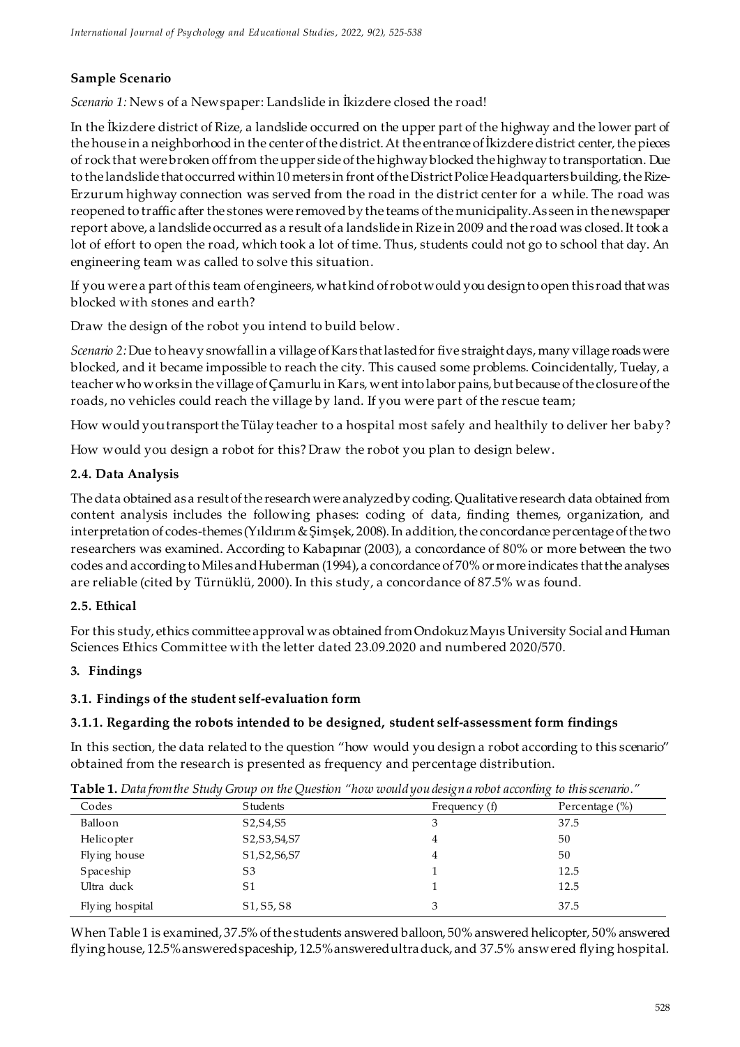**Sample Scenario**

*Scenario 1:* News of a Newspaper: Landslide in İkizdere closed the road!

In the İkizdere district of Rize, a landslide occurred on the upper part of the highway and the lower part of the house in a neighborhood in the center of the district. At the entrance of İkizdere district center, the pieces of rock that were broken off from the upper side of the highway blocked the highway to transportation. Due to the landslide that occurred within 10 meters in front of the District Police Headquarters building, the Rize-Erzurum highway connection was served from the road in the district center for a while. The road was reopened to traffic after the stones were removed by the teams of the municipality. As seen in the newspaper report above, a landslide occurred as a result of a landslide in Rize in 2009 and the road was closed. It took a lot of effort to open the road, which took a lot of time. Thus, students could not go to school that day. An engineering team was called to solve this situation.

If you were a part of this team of engineers, what kind of robot would you design to open this road that was blocked with stones and earth?

Draw the design of the robot you intend to build below.

*Scenario 2:* Due to heavy snowfall in a village of Kars that lasted for five straight days, many village roads were blocked, and it became impossible to reach the city. This caused some problems. Coincidentally, Tuelay, a teacher who works in the village of Çamurlu in Kars, went into labor pains, but because of the closure of the roads, no vehicles could reach the village by land. If you were part of the rescue team;

How would you transport the Tülay teacher to a hospital most safely and healthily to deliver her baby?

How would you design a robot for this? Draw the robot you plan to design belew.

### 2.4. Data Analysis

The data obtained as a result of the research were analyzed by coding. Qualitative research data obtained from content analysis includes the following phases: coding of data, finding themes, organization, and interpretation of codes-themes (Yıldırım & Şimşek, 2008). In addition, the concordance percentage of the two researchers was examined. According to Kabapınar (2003), a concordance of 80% or more between the two codes and according to Miles and Huberman (1994), a concordance of 70% or more indicates that the analyses are reliable (cited by Türnüklü, 2000). In this study, a concordance of 87.5% was found.

### 2.5. Ethical

For this study, ethics committee approval was obtained from Ondokuz Mayıs University Social and Human Sciences Ethics Committee with the letter dated 23.09.2020 and numbered 2020/570.

## 3. Findings

### 3.1. Findings of the student self-evaluation form

#### 3.1.1. Regarding the robots intended to be designed, student self-assessment form findings

In this section, the data related to the question "how would you design a robot according to this scenario" obtained from the research is presented as frequency and percentage distribution.

**Table 1.** *Data from the Study Group on the Question "how would you design a robot according to this scenario."*

| Codes | Students | Frequency (f) | Percentage (%) |
|---|---|---|---|
| Balloon | S2,S4,S5 | 3 | 37.5 |
| Helicopter | S2,S3,S4,S7 | 4 | 50 |
| Flying house | S1,S2,S6,S7 | 4 | 50 |
| Spaceship | S3 | 1 | 12.5 |
| Ultra duck | S1 | 1 | 12.5 |
| Flying hospital | S1, S5, S8 | 3 | 37.5 |

When Table 1 is examined, 37.5% of the students answered balloon, 50% answered helicopter, 50% answered flying house, 12.5% answered spaceship, 12.5% answered ultra duck, and 37.5% answered flying hospital.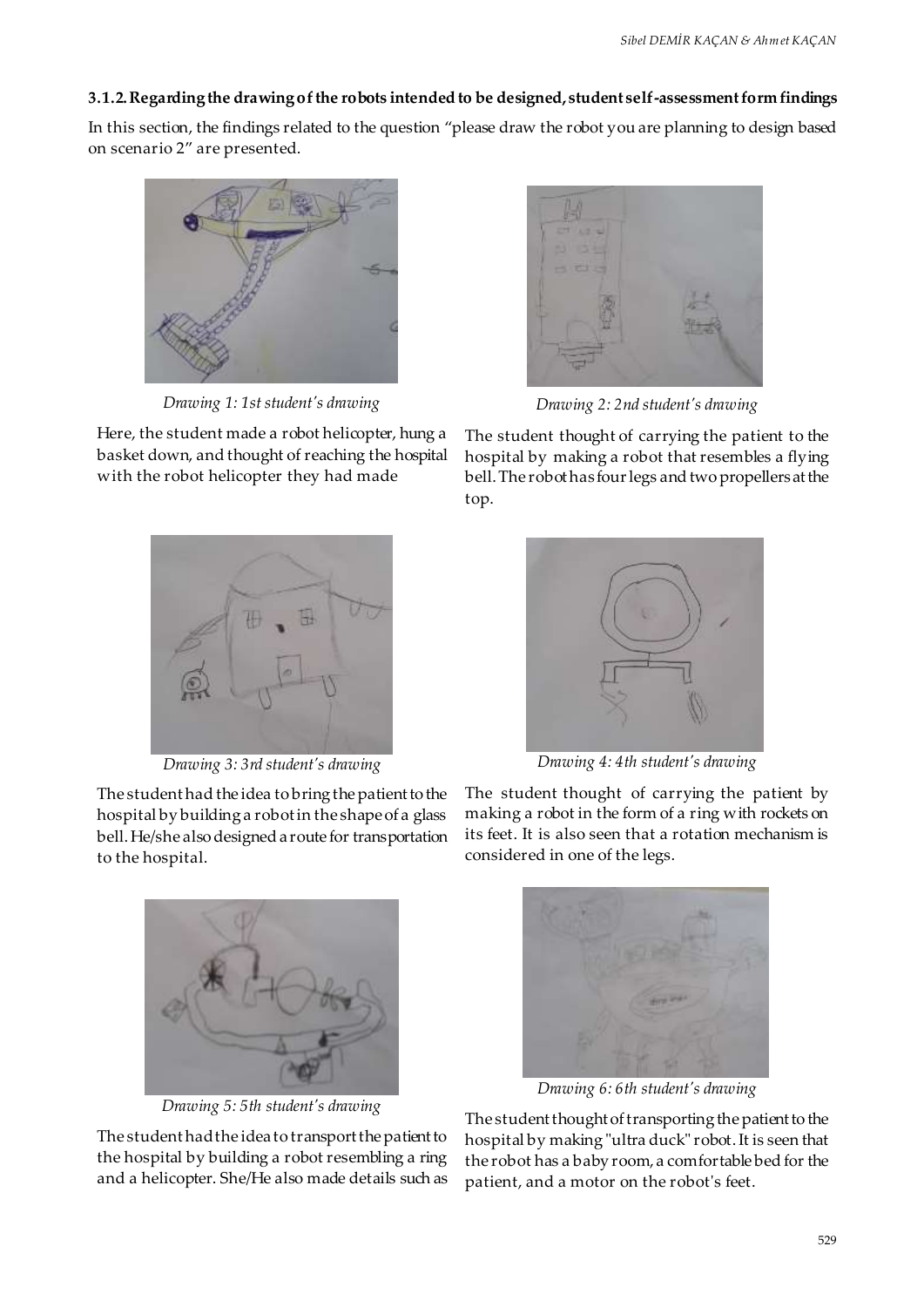### 3.1.2. Regarding the drawing of the robots intended to be designed, student self-assessment form findings

In this section, the findings related to the question "please draw the robot you are planning to design based on scenario 2" are presented.

*Drawing 1: 1st student's drawing*

Here, the student made a robot helicopter, hung a basket down, and thought of reaching the hospital with the robot helicopter they had made

*Drawing 2: 2nd student's drawing*

The student thought of carrying the patient to the hospital by making a robot that resembles a flying bell. The robot has four legs and two propellers at the top.

*Drawing 3: 3rd student's drawing*

The student had the idea to bring the patient to the hospital by building a robot in the shape of a glass bell. He/she also designed a route for transportation to the hospital.

*Drawing 4: 4th student's drawing*

The student thought of carrying the patient by making a robot in the form of a ring with rockets on its feet. It is also seen that a rotation mechanism is considered in one of the legs.

*Drawing 5: 5th student's drawing*

The student had the idea to transport the patient to the hospital by building a robot resembling a ring and a helicopter. She/He also made details such as

*Drawing 6: 6th student's drawing*

The student thought of transporting the patient to the hospital by making "ultra duck" robot. It is seen that the robot has a baby room, a comfortable bed for the patient, and a motor on the robot's feet.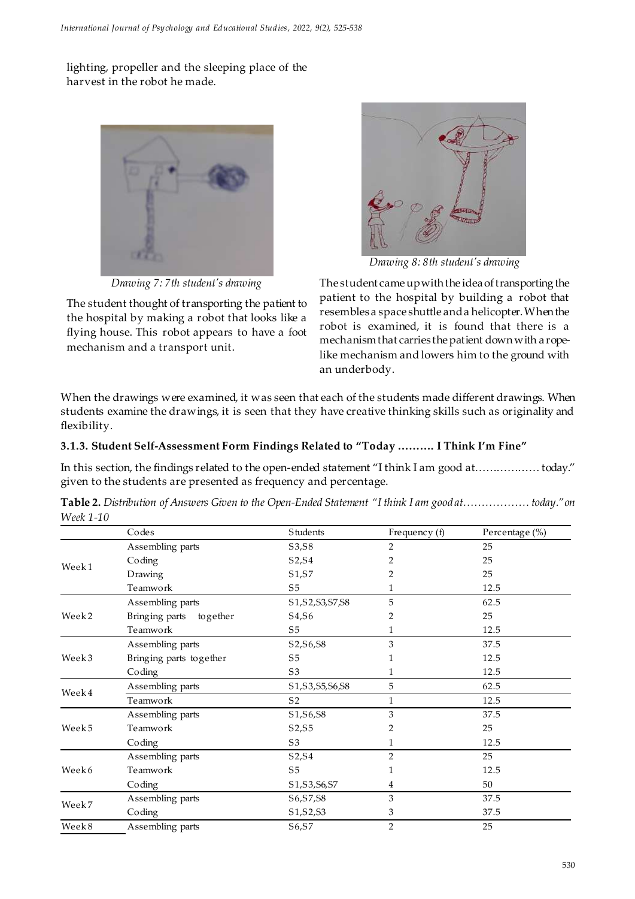lighting, propeller and the sleeping place of the harvest in the robot he made.

*Drawing 7: 7th student's drawing*

The student thought of transporting the patient to the hospital by making a robot that looks like a flying house. This robot appears to have a foot mechanism and a transport unit.

*Drawing 8: 8th student's drawing*

The student came up with the idea of transporting the patient to the hospital by building a robot that resembles a space shuttle and a helicopter. When the robot is examined, it is found that there is a mechanism that carries the patient down with a rope-like mechanism and lowers him to the ground with an underbody.

When the drawings were examined, it was seen that each of the students made different drawings. When students examine the drawings, it is seen that they have creative thinking skills such as originality and flexibility.

### 3.1.3. Student Self-Assessment Form Findings Related to "Today ………. I Think I'm Fine"

In this section, the findings related to the open-ended statement "I think I am good at……………… today." given to the students are presented as frequency and percentage.

**Table 2.** *Distribution of Answers Given to the Open-Ended Statement "I think I am good at……………… today." on Week 1-10*

| | Codes | Students | Frequency (f) | Percentage (%) |
|---|---|---|---|---|
| Week 1 | Assembling parts | S3,S8 | 2 | 25 |
| | Coding | S2,S4 | 2 | 25 |
| | Drawing | S1,S7 | 2 | 25 |
| | Teamwork | S5 | 1 | 12.5 |
| Week 2 | Assembling parts | S1,S2,S3,S7,S8 | 5 | 62.5 |
| | Bringing parts together | S4,S6 | 2 | 25 |
| | Teamwork | S5 | 1 | 12.5 |
| Week 3 | Assembling parts | S2,S6,S8 | 3 | 37.5 |
| | Bringing parts together | S5 | 1 | 12.5 |
| | Coding | S3 | 1 | 12.5 |
| Week 4 | Assembling parts | S1,S3,S5,S6,S8 | 5 | 62.5 |
| | Teamwork | S2 | 1 | 12.5 |
| Week 5 | Assembling parts | S1,S6,S8 | 3 | 37.5 |
| | Teamwork | S2,S5 | 2 | 25 |
| | Coding | S3 | 1 | 12.5 |
| Week 6 | Assembling parts | S2,S4 | 2 | 25 |
| | Teamwork | S5 | 1 | 12.5 |
| | Coding | S1,S3,S6,S7 | 4 | 50 |
| Week 7 | Assembling parts | S6,S7,S8 | 3 | 37.5 |
| | Coding | S1,S2,S3 | 3 | 37.5 |
| Week 8 | Assembling parts | S6,S7 | 2 | 25 |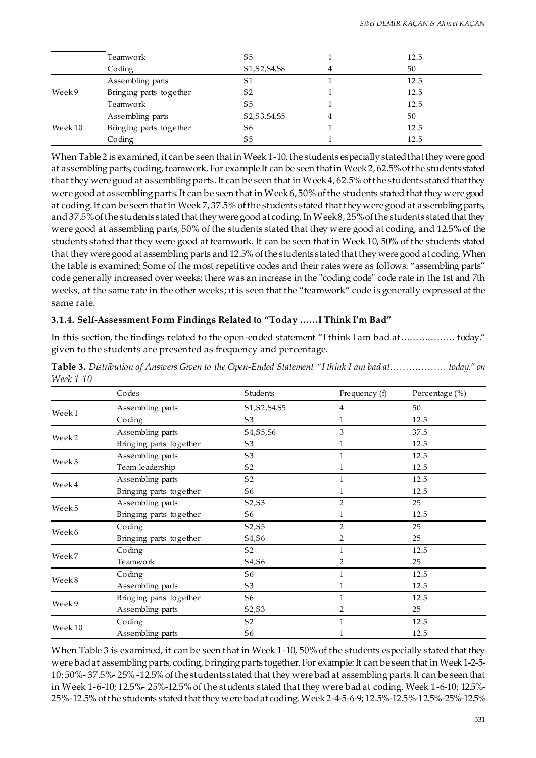| | Codes | Students | Frequency (f) | Percentage (%) |
|---|---|---|---|---|
| | Teamwork | S5 | 1 | 12.5 |
| | Coding | S1,S2,S4,S8 | 4 | 50 |
| Week 9 | Assembling parts | S1 | 1 | 12.5 |
| | Bringing parts together | S2 | 1 | 12.5 |
| | Teamwork | S5 | 1 | 12.5 |
| Week 10 | Assembling parts | S2,S3,S4,S5 | 4 | 50 |
| | Bringing parts together | S6 | 1 | 12.5 |
| | Coding | S5 | 1 | 12.5 |

When Table 2 is examined, it can be seen that in Week 1-10, the students especially stated that they were good at assembling parts, coding, teamwork. For example It can be seen that in Week 2, 62.5% of the students stated that they were good at assembling parts. It can be seen that in Week 4, 62.5% of the students stated that they were good at assembling parts. It can be seen that in Week 6, 50% of the students stated that they were good at coding. It can be seen that in Week 7, 37.5% of the students stated that they were good at assembling parts, and 37.5% of the students stated that they were good at coding. In Week 8, 25% of the students stated that they were good at assembling parts, 50% of the students stated that they were good at coding, and 12.5% of the students stated that they were good at teamwork. It can be seen that in Week 10, 50% of the students stated that they were good at assembling parts and 12.5% of the students stated that they were good at coding. When the table is examined; Some of the most repetitive codes and their rates were as follows: "assembling parts" code generally increased over weeks; there was an increase in the "coding code" code rate in the 1st and 7th weeks, at the same rate in the other weeks; ıt is seen that the "teamwork" code is generally expressed at the same rate.

### 3.1.4. Self-Assessment Form Findings Related to "Today ……I Think I'm Bad"

In this section, the findings related to the open-ended statement "I think I am bad at……………… today." given to the students are presented as frequency and percentage.

**Table 3.** *Distribution of Answers Given to the Open-Ended Statement "I think I am bad at……………… today." on Week 1-10*

| | Codes | Students | Frequency (f) | Percentage (%) |
|---|---|---|---|---|
| Week 1 | Assembling parts | S1,S2,S4,S5 | 4 | 50 |
| | Coding | S3 | 1 | 12.5 |
| Week 2 | Assembling parts | S4,S5,S6 | 3 | 37.5 |
| | Bringing parts together | S3 | 1 | 12.5 |
| Week 3 | Assembling parts | S3 | 1 | 12.5 |
| | Team leadership | S2 | 1 | 12.5 |
| Week 4 | Assembling parts | S2 | 1 | 12.5 |
| | Bringing parts together | S6 | 1 | 12.5 |
| Week 5 | Assembling parts | S2,S3 | 2 | 25 |
| | Bringing parts together | S6 | 1 | 12.5 |
| Week 6 | Coding | S2,S5 | 2 | 25 |
| | Bringing parts together | S4,S6 | 2 | 25 |
| Week 7 | Coding | S2 | 1 | 12.5 |
| | Teamwork | S4,S6 | 2 | 25 |
| Week 8 | Coding | S6 | 1 | 12.5 |
| | Assembling parts | S3 | 1 | 12.5 |
| Week 9 | Bringing parts together | S6 | 1 | 12.5 |
| | Assembling parts | S2,S3 | 2 | 25 |
| Week 10 | Coding | S2 | 1 | 12.5 |
| | Assembling parts | S6 | 1 | 12.5 |

When Table 3 is examined, it can be seen that in Week 1-10, 50% of the students especially stated that they were bad at assembling parts, coding, bringing parts together. For example: It can be seen that in Week 1-2-5-10; 50%- 37.5%- 25% -12.5% of the students stated that they were bad at assembling parts. It can be seen that in Week 1-6-10; 12.5%- 25%-12.5% of the students stated that they were bad at coding. Week 1-6-10; 12.5%-25%-12.5% of the students stated that they were bad at coding. Week 2-4-5-6-9; 12.5%-12.5%-12.5%-25%-12.5%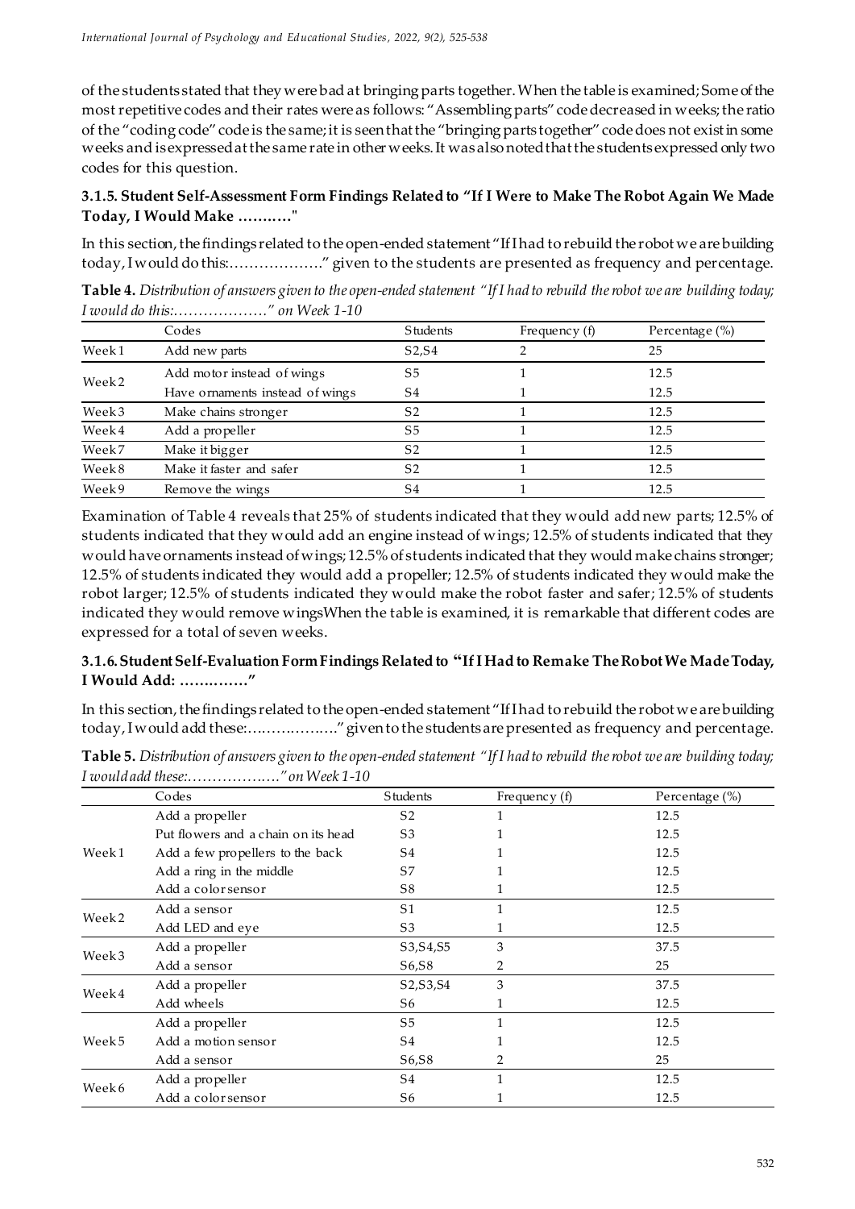of the students stated that they were bad at bringing parts together. When the table is examined; Some of the most repetitive codes and their rates were as follows: "Assembling parts" code decreased in weeks; the ratio of the "coding code" code is the same; it is seen that the "bringing parts together" code does not exist in some weeks and is expressed at the same rate in other weeks. It was also noted that the students expressed only two codes for this question.

### 3.1.5. Student Self-Assessment Form Findings Related to "If I Were to Make The Robot Again We Made Today, I Would Make ……….."

In this section, the findings related to the open-ended statement "If I had to rebuild the robot we are building today, I would do this:………………." given to the students are presented as frequency and percentage.

**Table 4.** *Distribution of answers given to the open-ended statement "If I had to rebuild the robot we are building today; I would do this:………………." on Week 1-10*

| | Codes | Students | Frequency (f) | Percentage (%) |
|---|---|---|---|---|
| Week 1 | Add new parts | S2,S4 | 2 | 25 |
| Week 2 | Add motor instead of wings | S5 | 1 | 12.5 |
| | Have ornaments instead of wings | S4 | 1 | 12.5 |
| Week 3 | Make chains stronger | S2 | 1 | 12.5 |
| Week 4 | Add a propeller | S5 | 1 | 12.5 |
| Week 7 | Make it bigger | S2 | 1 | 12.5 |
| Week 8 | Make it faster and safer | S2 | 1 | 12.5 |
| Week 9 | Remove the wings | S4 | 1 | 12.5 |

Examination of Table 4 reveals that 25% of students indicated that they would add new parts; 12.5% of students indicated that they would add an engine instead of wings; 12.5% of students indicated that they would have ornaments instead of wings; 12.5% of students indicated that they would make chains stronger; 12.5% of students indicated they would add a propeller; 12.5% of students indicated they would make the robot larger; 12.5% of students indicated they would make the robot faster and safer; 12.5% of students indicated they would remove wingsWhen the table is examined, it is remarkable that different codes are expressed for a total of seven weeks.

### 3.1.6. Student Self-Evaluation Form Findings Related to "If I Had to Remake The Robot We Made Today, I Would Add: …………."

In this section, the findings related to the open-ended statement "If I had to rebuild the robot we are building today, I would add these:………………." given to the students are presented as frequency and percentage.

**Table 5.** *Distribution of answers given to the open-ended statement "If I had to rebuild the robot we are building today; I would add these:………………." on Week 1-10*

| | Codes | Students | Frequency (f) | Percentage (%) |
|---|---|---|---|---|
| Week 1 | Add a propeller | S2 | 1 | 12.5 |
| | Put flowers and a chain on its head | S3 | 1 | 12.5 |
| | Add a few propellers to the back | S4 | 1 | 12.5 |
| | Add a ring in the middle | S7 | 1 | 12.5 |
| | Add a color sensor | S8 | 1 | 12.5 |
| Week 2 | Add a sensor | S1 | 1 | 12.5 |
| | Add LED and eye | S3 | 1 | 12.5 |
| Week 3 | Add a propeller | S3,S4,S5 | 3 | 37.5 |
| | Add a sensor | S6,S8 | 2 | 25 |
| Week 4 | Add a propeller | S2,S3,S4 | 3 | 37.5 |
| | Add wheels | S6 | 1 | 12.5 |
| Week 5 | Add a propeller | S5 | 1 | 12.5 |
| | Add a motion sensor | S4 | 1 | 12.5 |
| | Add a sensor | S6,S8 | 2 | 25 |
| Week 6 | Add a propeller | S4 | 1 | 12.5 |
| | Add a color sensor | S6 | 1 | 12.5 |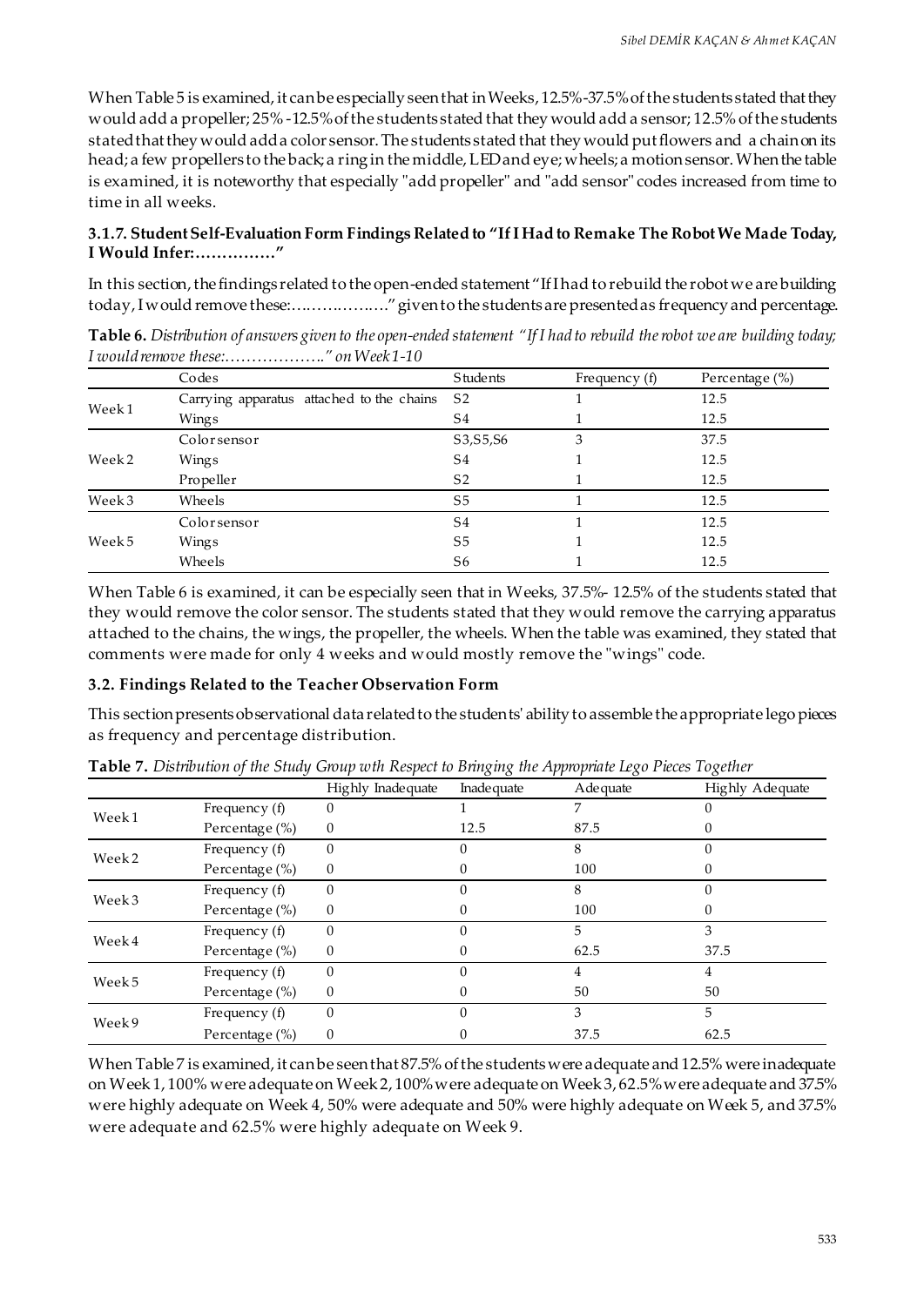When Table 5 is examined, it can be especially seen that in Weeks, 12.5%-37.5% of the students stated that they would add a propeller; 25% -12.5% of the students stated that they would add a sensor; 12.5% of the students stated that they would add a color sensor. The students stated that they would put flowers and a chain on its head; a few propellers to the back; a ring in the middle, LED and eye; wheels; a motion sensor. When the table is examined, it is noteworthy that especially "add propeller" and "add sensor" codes increased from time to time in all weeks.

### 3.1.7. Student Self-Evaluation Form Findings Related to "If I Had to Remake The Robot We Made Today, I Would Infer:……………"

In this section, the findings related to the open-ended statement "If I had to rebuild the robot we are building today, I would remove these:………………" given to the students are presented as frequency and percentage.

**Table 6.** *Distribution of answers given to the open-ended statement "If I had to rebuild the robot we are building today; I would remove these:………………." on Week 1-10*

| | Codes | Students | Frequency (f) | Percentage (%) |
|---|---|---|---|---|
| Week 1 | Carrying apparatus attached to the chains | S2 | 1 | 12.5 |
| | Wings | S4 | 1 | 12.5 |
| Week 2 | Color sensor | S3,S5,S6 | 3 | 37.5 |
| | Wings | S4 | 1 | 12.5 |
| | Propeller | S2 | 1 | 12.5 |
| Week 3 | Wheels | S5 | 1 | 12.5 |
| Week 5 | Color sensor | S4 | 1 | 12.5 |
| | Wings | S5 | 1 | 12.5 |
| | Wheels | S6 | 1 | 12.5 |

When Table 6 is examined, it can be especially seen that in Weeks, 37.5%- 12.5% of the students stated that they would remove the color sensor. The students stated that they would remove the carrying apparatus attached to the chains, the wings, the propeller, the wheels. When the table was examined, they stated that comments were made for only 4 weeks and would mostly remove the "wings" code.

### 3.2. Findings Related to the Teacher Observation Form

This section presents observational data related to the students' ability to assemble the appropriate lego pieces as frequency and percentage distribution.

**Table 7.** *Distribution of the Study Group wth Respect to Bringing the Appropriate Lego Pieces Together*

| | | Highly Inadequate | Inadequate | Adequate | Highly Adequate |
|---|---|---|---|---|---|
| Week 1 | Frequency (f) | 0 | 1 | 7 | 0 |
| | Percentage (%) | 0 | 12.5 | 87.5 | 0 |
| Week 2 | Frequency (f) | 0 | 0 | 8 | 0 |
| | Percentage (%) | 0 | 0 | 100 | 0 |
| Week 3 | Frequency (f) | 0 | 0 | 8 | 0 |
| | Percentage (%) | 0 | 0 | 100 | 0 |
| Week 4 | Frequency (f) | 0 | 0 | 5 | 3 |
| | Percentage (%) | 0 | 0 | 62.5 | 37.5 |
| Week 5 | Frequency (f) | 0 | 0 | 4 | 4 |
| | Percentage (%) | 0 | 0 | 50 | 50 |
| Week 9 | Frequency (f) | 0 | 0 | 3 | 5 |
| | Percentage (%) | 0 | 0 | 37.5 | 62.5 |

When Table 7 is examined, it can be seen that 87.5% of the students were adequate and 12.5% were inadequate on Week 1, 100% were adequate on Week 2, 100% were adequate on Week 3, 62.5% were adequate and 37.5% were highly adequate on Week 4, 50% were adequate and 50% were highly adequate on Week 5, and 37.5% were adequate and 62.5% were highly adequate on Week 9.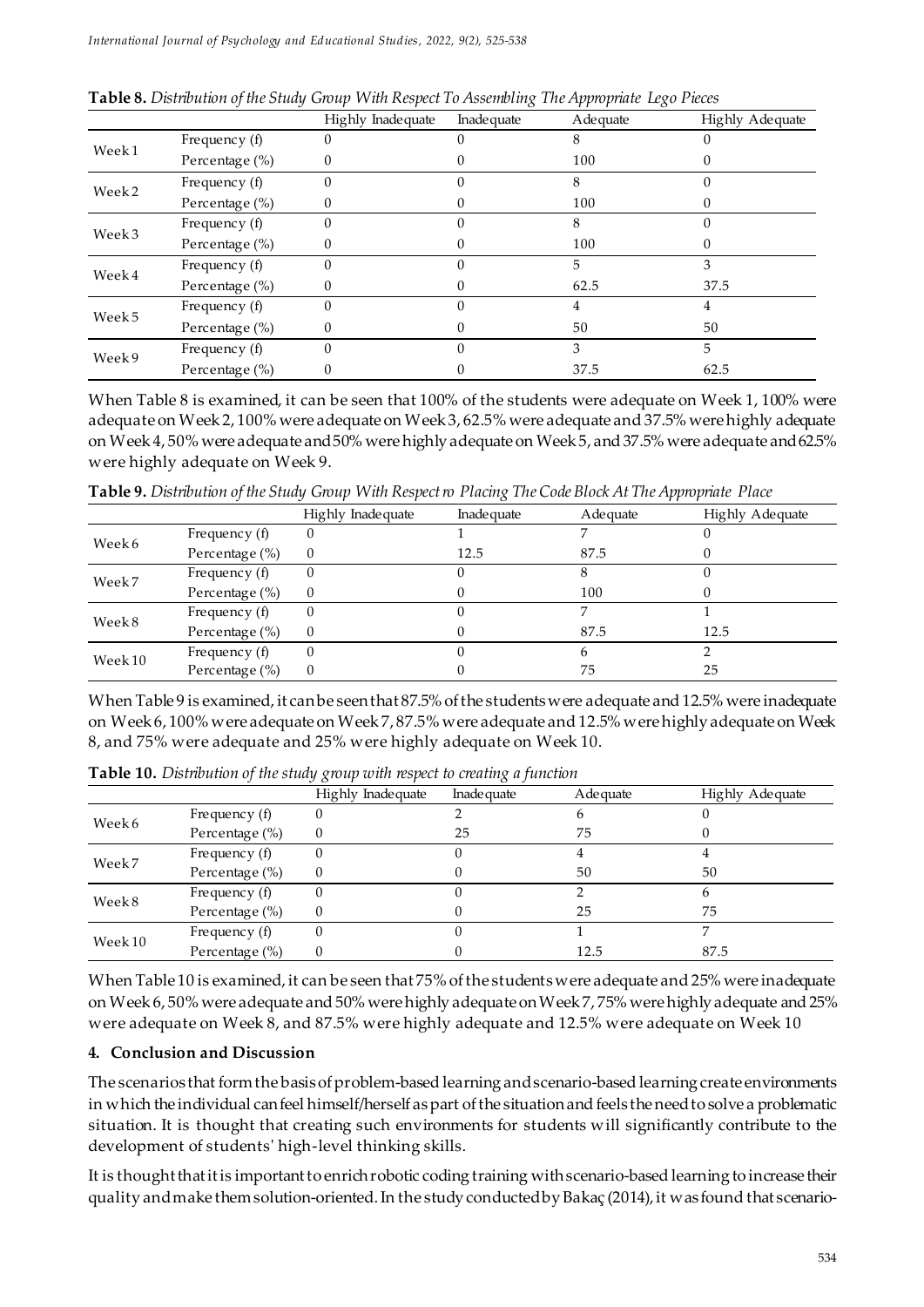**Table 8.** *Distribution of the Study Group With Respect To Assembling The Appropriate Lego Pieces*

| | | Highly Inadequate | Inadequate | Adequate | Highly Adequate |
|---|---|---|---|---|---|
| Week 1 | Frequency (f) | 0 | 0 | 8 | 0 |
| | Percentage (%) | 0 | 0 | 100 | 0 |
| Week 2 | Frequency (f) | 0 | 0 | 8 | 0 |
| | Percentage (%) | 0 | 0 | 100 | 0 |
| Week 3 | Frequency (f) | 0 | 0 | 8 | 0 |
| | Percentage (%) | 0 | 0 | 100 | 0 |
| Week 4 | Frequency (f) | 0 | 0 | 5 | 3 |
| | Percentage (%) | 0 | 0 | 62.5 | 37.5 |
| Week 5 | Frequency (f) | 0 | 0 | 4 | 4 |
| | Percentage (%) | 0 | 0 | 50 | 50 |
| Week 9 | Frequency (f) | 0 | 0 | 3 | 5 |
| | Percentage (%) | 0 | 0 | 37.5 | 62.5 |

When Table 8 is examined, it can be seen that 100% of the students were adequate on Week 1, 100% were adequate on Week 2, 100% were adequate on Week 3, 62.5% were adequate and 37.5% were highly adequate on Week 4, 50% were adequate and 50% were highly adequate on Week 5, and 37.5% were adequate and 62.5% were highly adequate on Week 9.

**Table 9.** *Distribution of the Study Group With Respect ro Placing The Code Block At The Appropriate Place*

| | | Highly Inadequate | Inadequate | Adequate | Highly Adequate |
|---|---|---|---|---|---|
| Week 6 | Frequency (f) | 0 | 1 | 7 | 0 |
| | Percentage (%) | 0 | 12.5 | 87.5 | 0 |
| Week 7 | Frequency (f) | 0 | 0 | 8 | 0 |
| | Percentage (%) | 0 | 0 | 100 | 0 |
| Week 8 | Frequency (f) | 0 | 0 | 7 | 1 |
| | Percentage (%) | 0 | 0 | 87.5 | 12.5 |
| Week 10 | Frequency (f) | 0 | 0 | 6 | 2 |
| | Percentage (%) | 0 | 0 | 75 | 25 |

When Table 9 is examined, it can be seen that 87.5% of the students were adequate and 12.5% were inadequate on Week 6, 100% were adequate on Week 7, 87.5% were adequate and 12.5% were highly adequate on Week 8, and 75% were adequate and 25% were highly adequate on Week 10.

**Table 10.** *Distribution of the study group with respect to creating a function*

| | | Highly Inadequate | Inadequate | Adequate | Highly Adequate |
|---|---|---|---|---|---|
| Week 6 | Frequency (f) | 0 | 2 | 6 | 0 |
| | Percentage (%) | 0 | 25 | 75 | 0 |
| Week 7 | Frequency (f) | 0 | 0 | 4 | 4 |
| | Percentage (%) | 0 | 0 | 50 | 50 |
| Week 8 | Frequency (f) | 0 | 0 | 2 | 6 |
| | Percentage (%) | 0 | 0 | 25 | 75 |
| Week 10 | Frequency (f) | 0 | 0 | 1 | 7 |
| | Percentage (%) | 0 | 0 | 12.5 | 87.5 |

When Table 10 is examined, it can be seen that 75% of the students were adequate and 25% were inadequate on Week 6, 50% were adequate and 50% were highly adequate on Week 7, 75% were highly adequate and 25% were adequate on Week 8, and 87.5% were highly adequate and 12.5% were adequate on Week 10

## 4. Conclusion and Discussion

The scenarios that form the basis of problem-based learning and scenario-based learning create environments in which the individual can feel himself/herself as part of the situation and feels the need to solve a problematic situation. It is thought that creating such environments for students will significantly contribute to the development of students' high-level thinking skills.

It is thought that it is important to enrich robotic coding training with scenario-based learning to increase their quality and make them solution-oriented. In the study conducted by Bakaç (2014), it was found that scenario-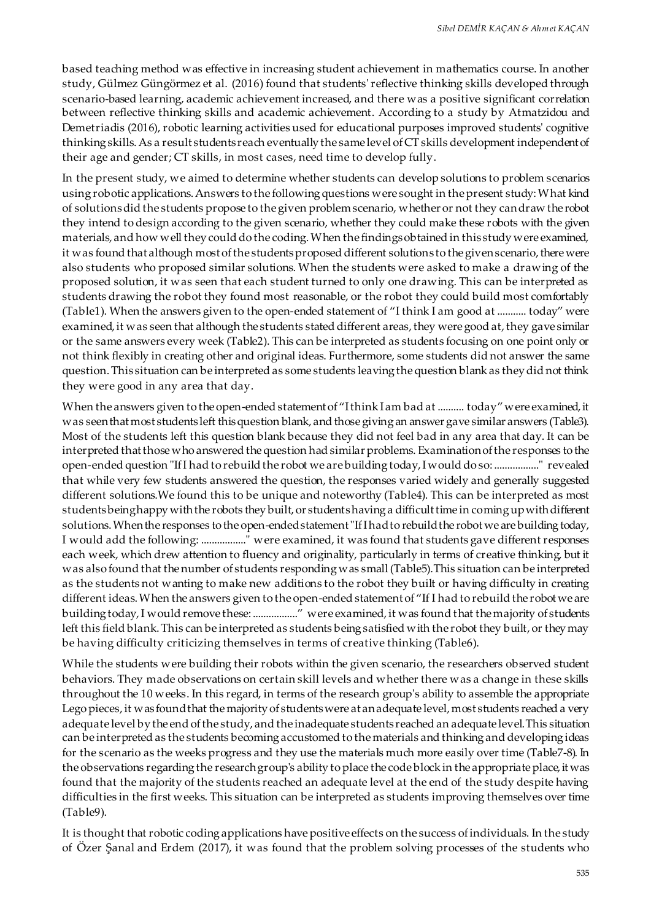based teaching method was effective in increasing student achievement in mathematics course. In another study, Gülmez Güngörmez et al. (2016) found that students' reflective thinking skills developed through scenario-based learning, academic achievement increased, and there was a positive significant correlation between reflective thinking skills and academic achievement. According to a study by Atmatzidou and Demetriadis (2016), robotic learning activities used for educational purposes improved students' cognitive thinking skills. As a result students reach eventually the same level of CT skills development independent of their age and gender; CT skills, in most cases, need time to develop fully.

In the present study, we aimed to determine whether students can develop solutions to problem scenarios using robotic applications. Answers to the following questions were sought in the present study: What kind of solutions did the students propose to the given problem scenario, whether or not they can draw the robot they intend to design according to the given scenario, whether they could make these robots with the given materials, and how well they could do the coding. When the findings obtained in this study were examined, it was found that although most of the students proposed different solutions to the given scenario, there were also students who proposed similar solutions. When the students were asked to make a drawing of the proposed solution, it was seen that each student turned to only one drawing. This can be interpreted as students drawing the robot they found most reasonable, or the robot they could build most comfortably (Table1). When the answers given to the open-ended statement of "I think I am good at ........... today" were examined, it was seen that although the students stated different areas, they were good at, they gave similar or the same answers every week (Table2). This can be interpreted as students focusing on one point only or not think flexibly in creating other and original ideas. Furthermore, some students did not answer the same question. This situation can be interpreted as some students leaving the question blank as they did not think they were good in any area that day.

When the answers given to the open-ended statement of "I think I am bad at .......... today" were examined, it was seen that most students left this question blank, and those giving an answer gave similar answers (Table3). Most of the students left this question blank because they did not feel bad in any area that day. It can be interpreted that those who answered the question had similar problems. Examination of the responses to the open-ended question "If I had to rebuild the robot we are building today, I would do so: ................." revealed that while very few students answered the question, the responses varied widely and generally suggested different solutions.We found this to be unique and noteworthy (Table4). This can be interpreted as most students being happy with the robots they built, or students having a difficult time in coming up with different solutions. When the responses to the open-ended statement "If I had to rebuild the robot we are building today, I would add the following: ................." were examined, it was found that students gave different responses each week, which drew attention to fluency and originality, particularly in terms of creative thinking, but it was also found that the number of students responding was small (Table5).This situation can be interpreted as the students not wanting to make new additions to the robot they built or having difficulty in creating different ideas. When the answers given to the open-ended statement of "If I had to rebuild the robot we are building today, I would remove these: ................." were examined, it was found that the majority of students left this field blank. This can be interpreted as students being satisfied with the robot they built, or they may be having difficulty criticizing themselves in terms of creative thinking (Table6).

While the students were building their robots within the given scenario, the researchers observed student behaviors. They made observations on certain skill levels and whether there was a change in these skills throughout the 10 weeks. In this regard, in terms of the research group's ability to assemble the appropriate Lego pieces, it was found that the majority of students were at an adequate level, most students reached a very adequate level by the end of the study, and the inadequate students reached an adequate level. This situation can be interpreted as the students becoming accustomed to the materials and thinking and developing ideas for the scenario as the weeks progress and they use the materials much more easily over time (Table7-8). In the observations regarding the research group's ability to place the code block in the appropriate place, it was found that the majority of the students reached an adequate level at the end of the study despite having difficulties in the first weeks. This situation can be interpreted as students improving themselves over time (Table9).

It is thought that robotic coding applications have positive effects on the success of individuals. In the study of Özer Şanal and Erdem (2017), it was found that the problem solving processes of the students who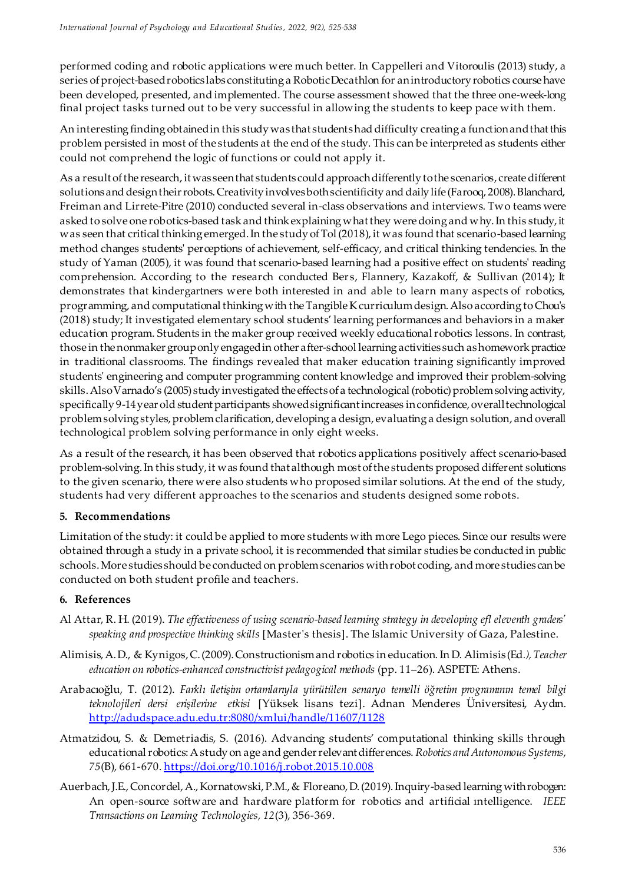performed coding and robotic applications were much better. In Cappelleri and Vitoroulis (2013) study, a series of project-based robotics labs constituting a Robotic Decathlon for an introductory robotics course have been developed, presented, and implemented. The course assessment showed that the three one-week-long final project tasks turned out to be very successful in allowing the students to keep pace with them.

An interesting finding obtained in this study was that students had difficulty creating a function and that this problem persisted in most of the students at the end of the study. This can be interpreted as students either could not comprehend the logic of functions or could not apply it.

As a result of the research, it was seen that students could approach differently to the scenarios, create different solutions and design their robots. Creativity involves both scientificity and daily life (Farooq, 2008). Blanchard, Freiman and Lirrete-Pitre (2010) conducted several in-class observations and interviews. Two teams were asked to solve one robotics-based task and think explaining what they were doing and why. In this study, it was seen that critical thinking emerged. In the study of Tol (2018), it was found that scenario-based learning method changes students' perceptions of achievement, self-efficacy, and critical thinking tendencies. In the study of Yaman (2005), it was found that scenario-based learning had a positive effect on students' reading comprehension. According to the research conducted Bers, Flannery, Kazakoff, & Sullivan (2014); It demonstrates that kindergartners were both interested in and able to learn many aspects of robotics, programming, and computational thinking with the Tangible K curriculum design. Also according to Chou's (2018) study; It investigated elementary school students' learning performances and behaviors in a maker education program. Students in the maker group received weekly educational robotics lessons. In contrast, those in the nonmaker group only engaged in other after-school learning activities such as homework practice in traditional classrooms. The findings revealed that maker education training significantly improved students' engineering and computer programming content knowledge and improved their problem-solving skills. Also Varnado's (2005) study investigated the effects of a technological (robotic) problem solving activity, specifically 9-14 year old student participants showed significant increases in confidence, overall technological problem solving styles, problem clarification, developing a design, evaluating a design solution, and overall technological problem solving performance in only eight weeks.

As a result of the research, it has been observed that robotics applications positively affect scenario-based problem-solving. In this study, it was found that although most of the students proposed different solutions to the given scenario, there were also students who proposed similar solutions. At the end of the study, students had very different approaches to the scenarios and students designed some robots.

## 5. Recommendations

Limitation of the study: it could be applied to more students with more Lego pieces. Since our results were obtained through a study in a private school, it is recommended that similar studies be conducted in public schools. More studies should be conducted on problem scenarios with robot coding, and more studies can be conducted on both student profile and teachers.

## 6. References

Al Attar, R. H. (2019). *The effectiveness of using scenario-based learning strategy in developing efl eleventh graders' speaking and prospective thinking skills* [Master's thesis]. The Islamic University of Gaza, Palestine.

Alimisis, A. D., & Kynigos, C. (2009). Constructionism and robotics in education. In D. Alimisis (Ed*.), Teacher education on robotics-enhanced constructivist pedagogical methods* (pp. 11–26). ASPETE: Athens.

Arabacıoğlu, T. (2012). *Farklı iletişim ortamlarıyla yürütülen senaryo temelli öğretim programının temel bilgi teknolojileri dersi erişilerine etkisi* [Yüksek lisans tezi]. Adnan Menderes Üniversitesi, Aydın. http://adudspace.adu.edu.tr:8080/xmlui/handle/11607/1128

Atmatzidou, S. & Demetriadis, S. (2016). Advancing students' computational thinking skills through educational robotics: A study on age and gender relevant differences. *Robotics and Autonomous Systems*, *75*(B), 661-670. https://doi.org/10.1016/j.robot.2015.10.008

Auerbach, J.E., Concordel, A., Kornatowski, P.M., & Floreano, D. (2019). Inquiry-based learning with robogen: An open-source software and hardware platform for robotics and artificial ıntelligence. *IEEE Transactions on Learning Technologies, 12*(3), 356-369.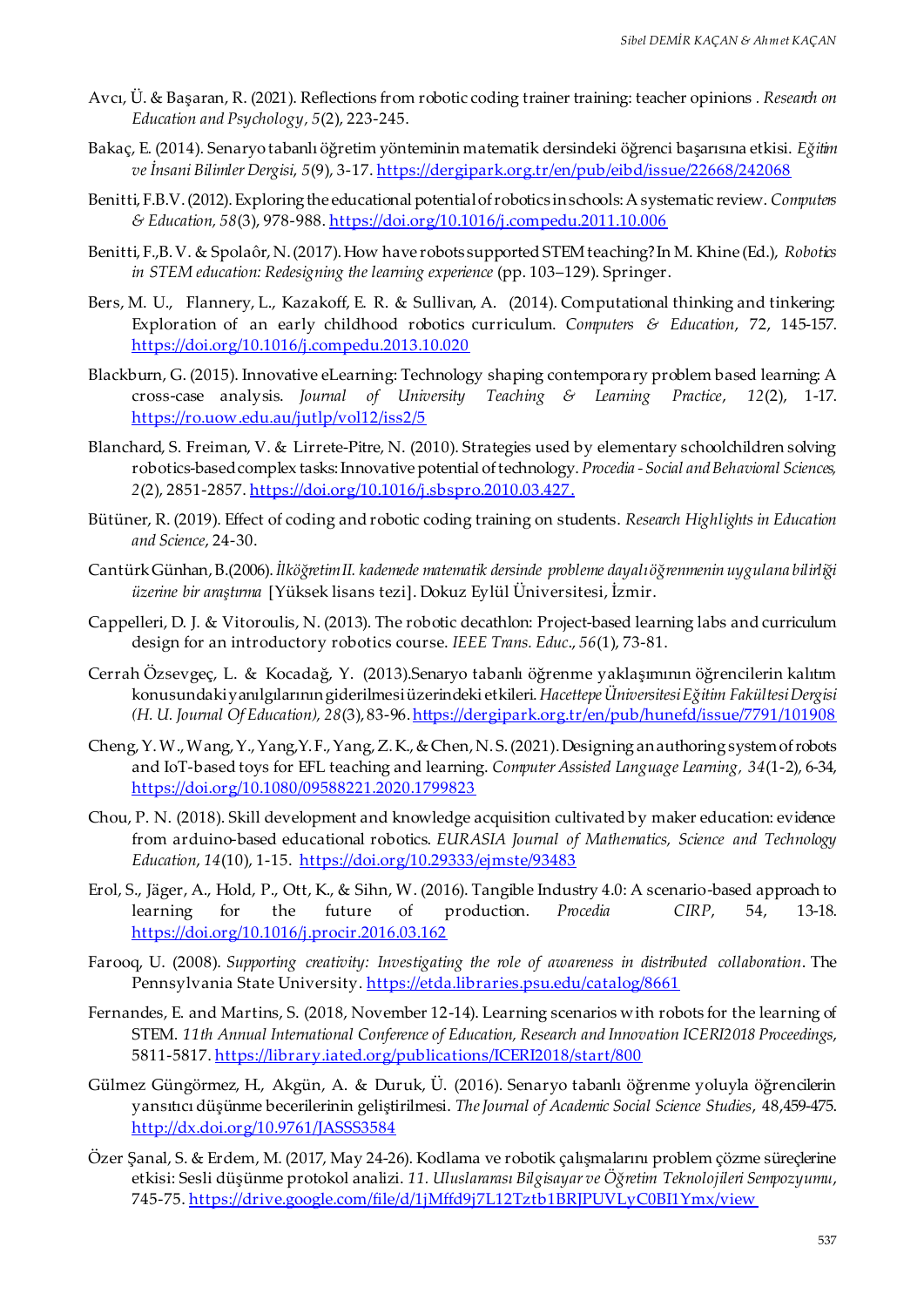Avcı, Ü. & Başaran, R. (2021). Reflections from robotic coding trainer training: teacher opinions . *Research on Education and Psychology*, *5*(2), 223-245.

Bakaç, E. (2014). Senaryo tabanlı öğretim yönteminin matematik dersindeki öğrenci başarısına etkisi. *Eğitim ve İnsani Bilimler Dergisi*, *5*(9), 3-17. https://dergipark.org.tr/en/pub/eibd/issue/22668/242068

Benitti, F.B.V. (2012). Exploring the educational potential of robotics in schools: A systematic review. *Computers & Education, 58*(3), 978-988. https://doi.org/10.1016/j.compedu.2011.10.006

Benitti, F.,B. V. & Spolaôr, N. (2017). How have robots supported STEM teaching? In M. Khine (Ed.), *Robotics in STEM education: Redesigning the learning experience* (pp. 103–129). Springer.

Bers, M. U., Flannery, L., Kazakoff, E. R. & Sullivan, A. (2014). Computational thinking and tinkering: Exploration of an early childhood robotics curriculum. *Computers & Education*, 72, 145-157. https://doi.org/10.1016/j.compedu.2013.10.020

Blackburn, G. (2015). Innovative eLearning: Technology shaping contemporary problem based learning: A cross-case analysis. *Journal of University Teaching & Learning Practice*, *12*(2), 1-17. https://ro.uow.edu.au/jutlp/vol12/iss2/5

Blanchard, S. Freiman, V. & Lirrete-Pitre, N. (2010). Strategies used by elementary schoolchildren solving robotics-based complex tasks: Innovative potential of technology. *Procedia - Social and Behavioral Sciences, 2*(2), 2851-2857. https://doi.org/10.1016/j.sbspro.2010.03.427.

Bütüner, R. (2019). Effect of coding and robotic coding training on students. *Research Highlights in Education and Science*, 24-30.

Cantürk Günhan, B.(2006). *İlköğretim II. kademede matematik dersinde probleme dayalı öğrenmenin uygulanabilirliği üzerine bir araştırma* [Yüksek lisans tezi]. Dokuz Eylül Üniversitesi, İzmir.

Cappelleri, D. J. & Vitoroulis, N. (2013). The robotic decathlon: Project-based learning labs and curriculum design for an introductory robotics course. *IEEE Trans. Educ.*, *56*(1), 73-81.

Cerrah Özsevgeç, L. & Kocadağ, Y. (2013).Senaryo tabanlı öğrenme yaklaşımının öğrencilerin kalıtım konusundaki yanılgılarının giderilmesi üzerindeki etkileri. *Hacettepe Üniversitesi Eğitim Fakültesi Dergisi (H. U. Journal Of Education), 28*(3), 83-96. https://dergipark.org.tr/en/pub/hunefd/issue/7791/101908

Cheng, Y. W., Wang, Y., Yang,Y. F., Yang, Z. K., & Chen, N. S. (2021). Designing an authoring system of robots and IoT-based toys for EFL teaching and learning. *Computer Assisted Language Learning, 34*(1-2), 6-34, https://doi.org/10.1080/09588221.2020.1799823

Chou, P. N. (2018). Skill development and knowledge acquisition cultivated by maker education: evidence from arduino-based educational robotics. *EURASIA Journal of Mathematics, Science and Technology Education*, *14*(10), 1-15. https://doi.org/10.29333/ejmste/93483

Erol, S., Jäger, A., Hold, P., Ott, K., & Sihn, W. (2016). Tangible Industry 4.0: A scenario-based approach to learning for the future of production. *Procedia CIRP*, 54, 13-18. https://doi.org/10.1016/j.procir.2016.03.162

Farooq, U. (2008). *Supporting creativity: Investigating the role of awareness in distributed collaboration*. The Pennsylvania State University. https://etda.libraries.psu.edu/catalog/8661

Fernandes, E. and Martins, S. (2018, November 12-14). Learning scenarios with robots for the learning of STEM. *11th Annual International Conference of Education, Research and Innovation ICERI2018 Proceedings*, 5811-5817. https://library.iated.org/publications/ICERI2018/start/800

Gülmez Güngörmez, H., Akgün, A. & Duruk, Ü. (2016). Senaryo tabanlı öğrenme yoluyla öğrencilerin yansıtıcı düşünme becerilerinin geliştirilmesi. *The Journal of Academic Social Science Studies*, 48,459-475. http://dx.doi.org/10.9761/JASSS3584

Özer Şanal, S. & Erdem, M. (2017, May 24-26). Kodlama ve robotik çalışmalarını problem çözme süreçlerine etkisi: Sesli düşünme protokol analizi. *11. Uluslararası Bilgisayar ve Öğretim Teknolojileri Sempozyumu*, 745-75. https://drive.google.com/file/d/1jMffd9j7L12Tztb1BRJPUVLyC0BI1Ymx/view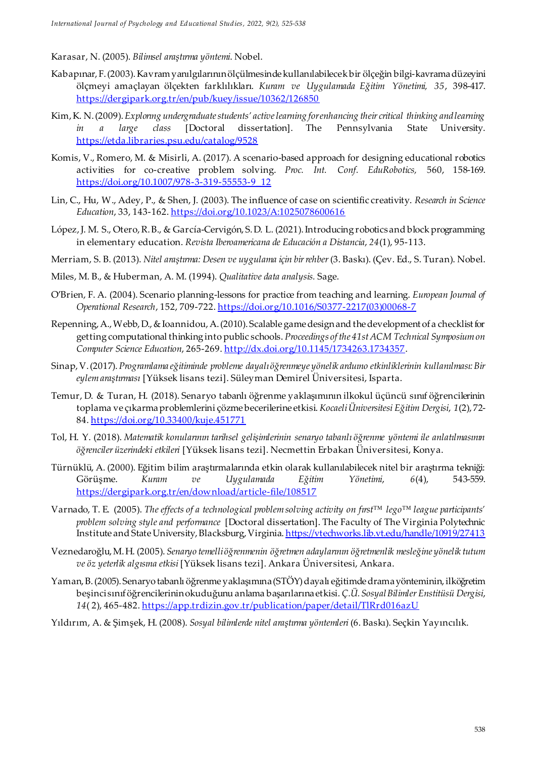Karasar, N. (2005). *Bilimsel araştırma yöntemi*. Nobel.

Kabapınar, F. (2003). Kavram yanılgılarının ölçülmesinde kullanılabilecek bir ölçeğin bilgi-kavrama düzeyini ölçmeyi amaçlayan ölçekten farklılıkları. *Kuram ve Uygulamada Eğitim Yönetimi, 35*, 398-417. https://dergipark.org.tr/en/pub/kuey/issue/10362/126850

Kim, K. N. (2009). *Explorıng undergraduate students' active learning for enhancing their critical thinking and learning in a large class* [Doctoral dissertation]. The Pennsylvania State University. https://etda.libraries.psu.edu/catalog/9528

Komis, V., Romero, M. & Misirli, A. (2017). A scenario-based approach for designing educational robotics activities for co-creative problem solving. *Proc. Int. Conf. EduRobotics,* 560, 158-169. https://doi.org/10.1007/978-3-319-55553-9_12

Lin, C., Hu, W., Adey, P., & Shen, J. (2003). The influence of case on scientific creativity. *Research in Science Education*, 33, 143-162. https://doi.org/10.1023/A:1025078600616

López, J. M. S., Otero, R. B., & García-Cervigón, S. D. L. (2021). Introducing robotics and block programming in elementary education. *Revista Iberoamericana de Educación a Distancia*, *24*(1), 95-113.

Merriam, S. B. (2013). *Nitel araştırma: Desen ve uygulama için bir rehber* (3. Baskı). (Çev. Ed., S. Turan). Nobel.

Miles, M. B., & Huberman, A. M. (1994). *Qualitative data analysis.* Sage.

O'Brien, F. A. (2004). Scenario planning-lessons for practice from teaching and learning. *European Journal of Operational Research*, 152, 709-722. https://doi.org/10.1016/S0377-2217(03)00068-7

Repenning, A., Webb, D., & Ioannidou, A. (2010). Scalable game design and the development of a checklist for getting computational thinking into public schools. *Proceedings of the 41st ACM Technical Symposium on Computer Science Education*, 265-269. http://dx.doi.org/10.1145/1734263.1734357.

Sinap, V. (2017). *Programlama eğitiminde probleme dayalı öğrenmeye yönelik arduıno etkinliklerinin kullanılması: Bir eylem araştırması* [Yüksek lisans tezi]. Süleyman Demirel Üniversitesi, Isparta.

Temur, D. & Turan, H. (2018). Senaryo tabanlı öğrenme yaklaşımının ilkokul üçüncü sınıf öğrencilerinin toplama ve çıkarma problemlerini çözme becerilerine etkisi. *Kocaeli Üniversitesi Eğitim Dergisi*, *1*(2), 72-84. https://doi.org/10.33400/kuje.451771

Tol, H. Y. (2018). *Matematik konularının tarihsel gelişimlerinin senaryo tabanlı öğrenme yöntemi ile anlatılmasının öğrenciler üzerindeki etkileri* [Yüksek lisans tezi]. Necmettin Erbakan Üniversitesi, Konya.

Türnüklü, A. (2000). Eğitim bilim araştırmalarında etkin olarak kullanılabilecek nitel bir araştırma tekniği: Görüşme. *Kuram ve Uygulamada Eğitim Yönetimi*, *6*(4), 543-559. https://dergipark.org.tr/en/download/article-file/108517

Varnado, T. E. (2005). *The effects of a technological problem solving activity on first™ lego™ league participants' problem solving style and performance* [Doctoral dissertation]. The Faculty of The Virginia Polytechnic Institute and State University, Blacksburg, Virginia. https://vtechworks.lib.vt.edu/handle/10919/27413

Veznedaroğlu, M. H. (2005). *Senaryo temelli öğrenmenin öğretmen adaylarının öğretmenlik mesleğine yönelik tutum ve öz yeterlik algısına etkisi* [Yüksek lisans tezi]. Ankara Üniversitesi, Ankara.

Yaman, B. (2005). Senaryo tabanlı öğrenme yaklaşımına (STÖY) dayalı eğitimde drama yönteminin, ilköğretim beşinci sınıf öğrencilerinin okuduğunu anlama başarılarına etkisi. *Ç.Ü. Sosyal Bilimler Enstitüsü Dergisi*, *14*( 2), 465-482. https://app.trdizin.gov.tr/publication/paper/detail/TlRrd016azU

Yıldırım, A. & Şimşek, H. (2008). *Sosyal bilimlerde nitel araştırma yöntemleri* (6. Baskı). Seçkin Yayıncılık.